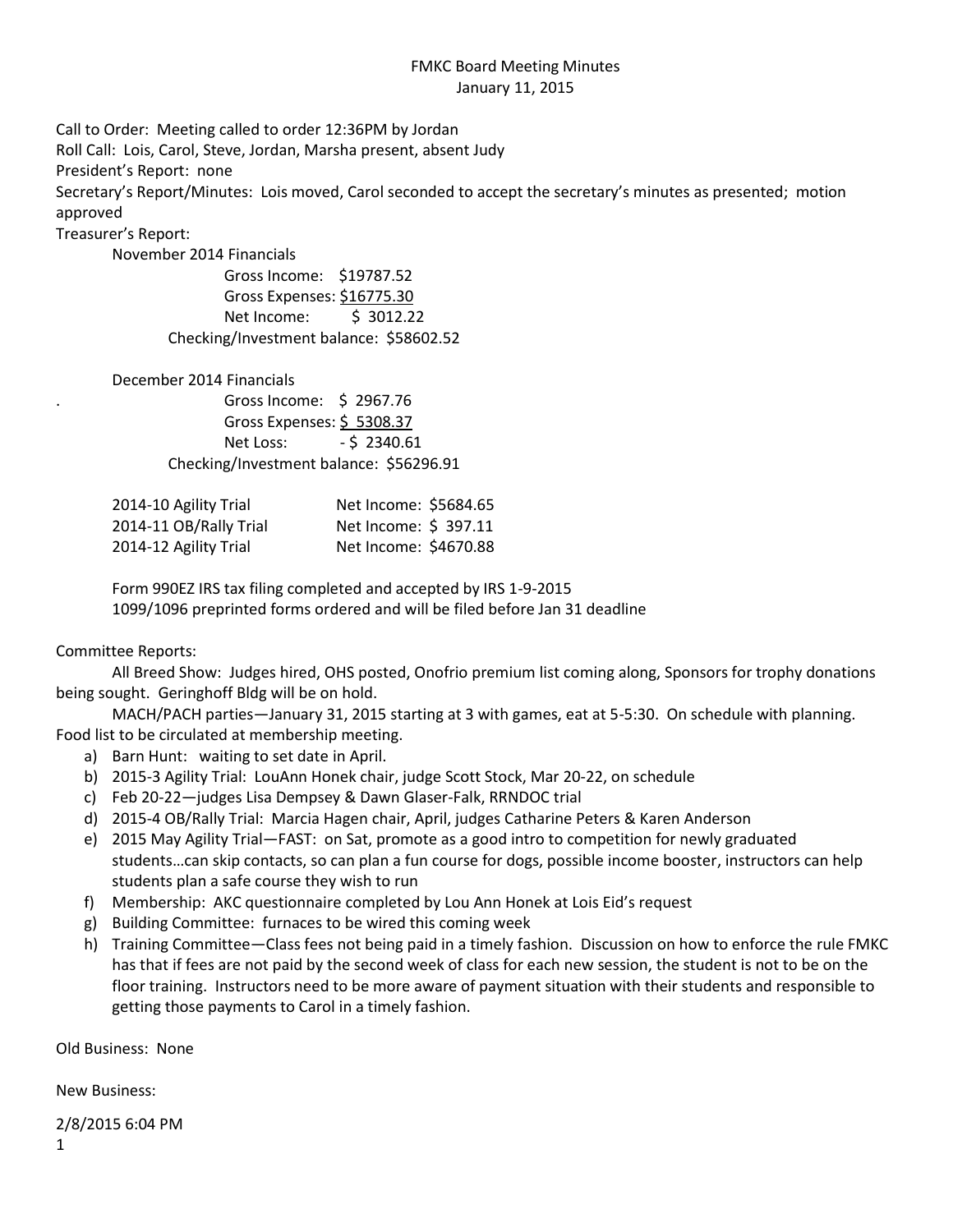# FMKC Board Meeting Minutes
## January 11, 2015

Call to Order: Meeting called to order 12:36PM by Jordan

Roll Call: Lois, Carol, Steve, Jordan, Marsha present, absent Judy

President's Report: none

Secretary's Report/Minutes: Lois moved, Carol seconded to accept the secretary's minutes as presented; motion approved

Treasurer's Report:

November 2014 Financials

Gross Income: $19787.52
Gross Expenses: $16775.30
Net Income: $ 3012.22
Checking/Investment balance: $58602.52

December 2014 Financials

Gross Income: $ 2967.76
Gross Expenses: $ 5308.37
Net Loss: - $ 2340.61
Checking/Investment balance: $56296.91

| | |
|---|---|
| 2014-10 Agility Trial | Net Income: $5684.65 |
| 2014-11 OB/Rally Trial | Net Income: $ 397.11 |
| 2014-12 Agility Trial | Net Income: $4670.88 |

Form 990EZ IRS tax filing completed and accepted by IRS 1-9-2015
1099/1096 preprinted forms ordered and will be filed before Jan 31 deadline

Committee Reports:

All Breed Show: Judges hired, OHS posted, Onofrio premium list coming along, Sponsors for trophy donations being sought. Geringhoff Bldg will be on hold.

MACH/PACH parties—January 31, 2015 starting at 3 with games, eat at 5-5:30. On schedule with planning. Food list to be circulated at membership meeting.

a) Barn Hunt: waiting to set date in April.
b) 2015-3 Agility Trial: LouAnn Honek chair, judge Scott Stock, Mar 20-22, on schedule
c) Feb 20-22—judges Lisa Dempsey & Dawn Glaser-Falk, RRNDOC trial
d) 2015-4 OB/Rally Trial: Marcia Hagen chair, April, judges Catharine Peters & Karen Anderson
e) 2015 May Agility Trial—FAST: on Sat, promote as a good intro to competition for newly graduated students…can skip contacts, so can plan a fun course for dogs, possible income booster, instructors can help students plan a safe course they wish to run
f) Membership: AKC questionnaire completed by Lou Ann Honek at Lois Eid's request
g) Building Committee: furnaces to be wired this coming week
h) Training Committee—Class fees not being paid in a timely fashion. Discussion on how to enforce the rule FMKC has that if fees are not paid by the second week of class for each new session, the student is not to be on the floor training. Instructors need to be more aware of payment situation with their students and responsible to getting those payments to Carol in a timely fashion.

Old Business: None

New Business:

2/8/2015 6:04 PM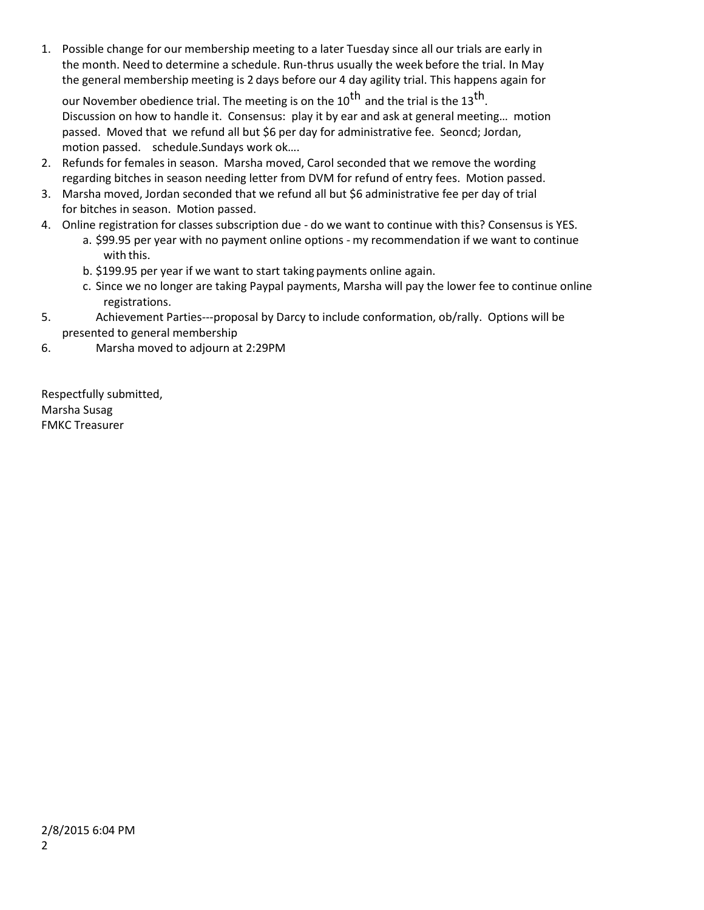1. Possible change for our membership meeting to a later Tuesday since all our trials are early in the month. Need to determine a schedule. Run-thrus usually the week before the trial. In May the general membership meeting is 2 days before our 4 day agility trial. This happens again for our November obedience trial. The meeting is on the 10th and the trial is the 13th. Discussion on how to handle it. Consensus: play it by ear and ask at general meeting… motion passed. Moved that we refund all but $6 per day for administrative fee. Seoncd; Jordan, motion passed. schedule.Sundays work ok….
2. Refunds for females in season. Marsha moved, Carol seconded that we remove the wording regarding bitches in season needing letter from DVM for refund of entry fees. Motion passed.
3. Marsha moved, Jordan seconded that we refund all but $6 administrative fee per day of trial for bitches in season. Motion passed.
4. Online registration for classes subscription due - do we want to continue with this? Consensus is YES.
   a. $99.95 per year with no payment online options - my recommendation if we want to continue with this.
   b. $199.95 per year if we want to start taking payments online again.
   c. Since we no longer are taking Paypal payments, Marsha will pay the lower fee to continue online registrations.
5. Achievement Parties---proposal by Darcy to include conformation, ob/rally. Options will be presented to general membership
6. Marsha moved to adjourn at 2:29PM

Respectfully submitted,
Marsha Susag
FMKC Treasurer

2/8/2015 6:04 PM